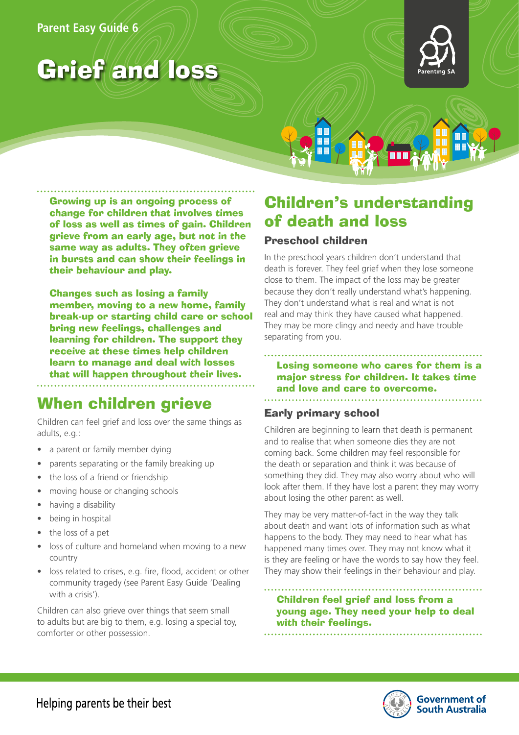Parent Easy Guide 6

# Grief and loss

**Growing up is an ongoing process of change for children that involves times of loss as well as times of gain. Children grieve from an early age, but not in the same way as adults. They often grieve in bursts and can show their feelings in their behaviour and play.**

**Changes such as losing a family member, moving to a new home, family break-up or starting child care or school bring new feelings, challenges and learning for children. The support they receive at these times help children learn to manage and deal with losses that will happen throughout their lives.**

## When children grieve

Children can feel grief and loss over the same things as adults, e.g.:

- a parent or family member dying
- parents separating or the family breaking up
- the loss of a friend or friendship
- moving house or changing schools
- having a disability
- being in hospital
- the loss of a pet
- loss of culture and homeland when moving to a new country
- loss related to crises, e.g. fire, flood, accident or other community tragedy (see Parent Easy Guide 'Dealing with a crisis').

Children can also grieve over things that seem small to adults but are big to them, e.g. losing a special toy, comforter or other possession.

## Children's understanding of death and loss

### Preschool children

In the preschool years children don't understand that death is forever. They feel grief when they lose someone close to them. The impact of the loss may be greater because they don't really understand what's happening. They don't understand what is real and what is not real and may think they have caused what happened. They may be more clingy and needy and have trouble separating from you.

**Losing someone who cares for them is a major stress for children. It takes time and love and care to overcome.**

### Early primary school

Children are beginning to learn that death is permanent and to realise that when someone dies they are not coming back. Some children may feel responsible for the death or separation and think it was because of something they did. They may also worry about who will look after them. If they have lost a parent they may worry about losing the other parent as well.

They may be very matter-of-fact in the way they talk about death and want lots of information such as what happens to the body. They may need to hear what has happened many times over. They may not know what it is they are feeling or have the words to say how they feel. They may show their feelings in their behaviour and play.

**Children feel grief and loss from a young age. They need your help to deal with their feelings.**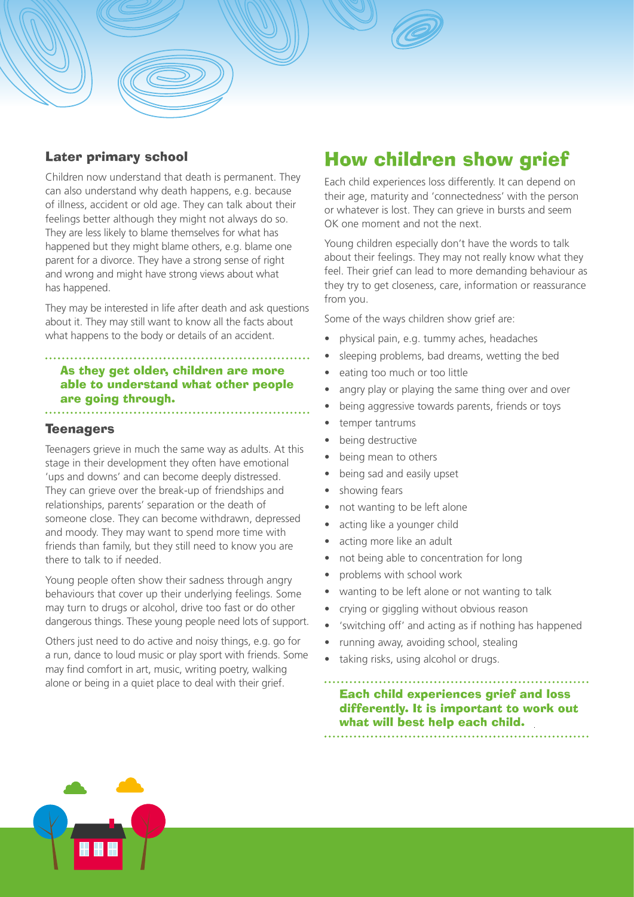### Later primary school

Children now understand that death is permanent. They can also understand why death happens, e.g. because of illness, accident or old age. They can talk about their feelings better although they might not always do so. They are less likely to blame themselves for what has happened but they might blame others, e.g. blame one parent for a divorce. They have a strong sense of right and wrong and might have strong views about what has happened.

They may be interested in life after death and ask questions about it. They may still want to know all the facts about what happens to the body or details of an accident.

**As they get older, children are more able to understand what other people are going through.**

### Teenagers

Teenagers grieve in much the same way as adults. At this stage in their development they often have emotional 'ups and downs' and can become deeply distressed. They can grieve over the break-up of friendships and relationships, parents' separation or the death of someone close. They can become withdrawn, depressed and moody. They may want to spend more time with friends than family, but they still need to know you are there to talk to if needed.

Young people often show their sadness through angry behaviours that cover up their underlying feelings. Some may turn to drugs or alcohol, drive too fast or do other dangerous things. These young people need lots of support.

Others just need to do active and noisy things, e.g. go for a run, dance to loud music or play sport with friends. Some may find comfort in art, music, writing poetry, walking alone or being in a quiet place to deal with their grief.

## How children show grief

Each child experiences loss differently. It can depend on their age, maturity and 'connectedness' with the person or whatever is lost. They can grieve in bursts and seem OK one moment and not the next.

Young children especially don't have the words to talk about their feelings. They may not really know what they feel. Their grief can lead to more demanding behaviour as they try to get closeness, care, information or reassurance from you.

Some of the ways children show grief are:

- physical pain, e.g. tummy aches, headaches
- sleeping problems, bad dreams, wetting the bed
- eating too much or too little
- angry play or playing the same thing over and over
- being aggressive towards parents, friends or toys
- temper tantrums
- being destructive
- being mean to others
- being sad and easily upset
- showing fears
- not wanting to be left alone
- acting like a younger child
- acting more like an adult
- not being able to concentration for long
- problems with school work
- wanting to be left alone or not wanting to talk
- crying or giggling without obvious reason
- 'switching off' and acting as if nothing has happened
- running away, avoiding school, stealing
- taking risks, using alcohol or drugs.

**Each child experiences grief and loss differently. It is important to work out what will best help each child.**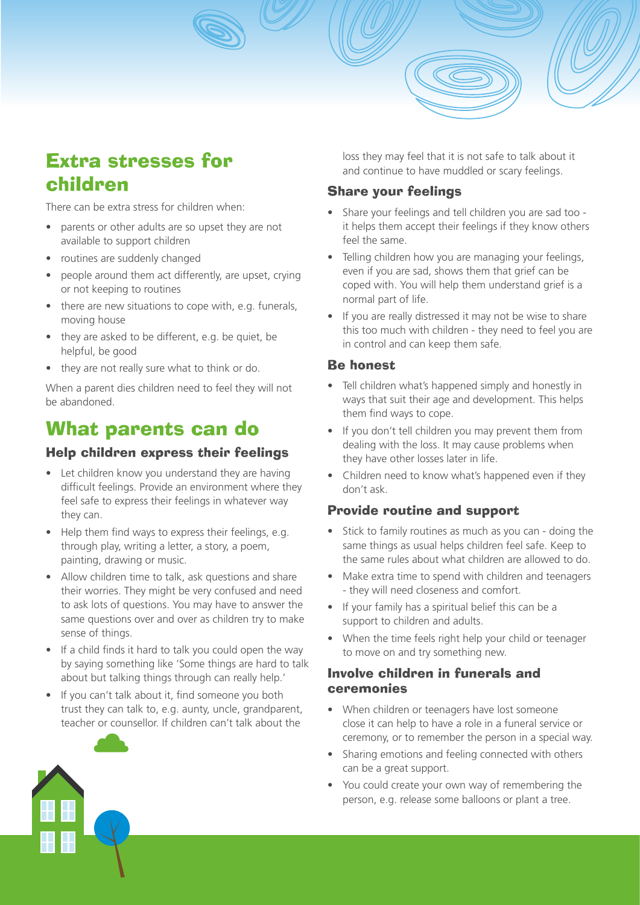## Extra stresses for children

There can be extra stress for children when:

- parents or other adults are so upset they are not available to support children
- routines are suddenly changed
- people around them act differently, are upset, crying or not keeping to routines
- there are new situations to cope with, e.g. funerals, moving house
- they are asked to be different, e.g. be quiet, be helpful, be good
- they are not really sure what to think or do.

When a parent dies children need to feel they will not be abandoned.

## What parents can do

### Help children express their feelings

- Let children know you understand they are having difficult feelings. Provide an environment where they feel safe to express their feelings in whatever way they can.
- Help them find ways to express their feelings, e.g. through play, writing a letter, a story, a poem, painting, drawing or music.
- Allow children time to talk, ask questions and share their worries. They might be very confused and need to ask lots of questions. You may have to answer the same questions over and over as children try to make sense of things.
- If a child finds it hard to talk you could open the way by saying something like 'Some things are hard to talk about but talking things through can really help.'
- If you can't talk about it, find someone you both trust they can talk to, e.g. aunty, uncle, grandparent, teacher or counsellor. If children can't talk about the loss they may feel that it is not safe to talk about it and continue to have muddled or scary feelings.

### Share your feelings

- Share your feelings and tell children you are sad too - it helps them accept their feelings if they know others feel the same.
- Telling children how you are managing your feelings, even if you are sad, shows them that grief can be coped with. You will help them understand grief is a normal part of life.
- If you are really distressed it may not be wise to share this too much with children - they need to feel you are in control and can keep them safe.

### Be honest

- Tell children what's happened simply and honestly in ways that suit their age and development. This helps them find ways to cope.
- If you don't tell children you may prevent them from dealing with the loss. It may cause problems when they have other losses later in life.
- Children need to know what's happened even if they don't ask.

### Provide routine and support

- Stick to family routines as much as you can - doing the same things as usual helps children feel safe. Keep to the same rules about what children are allowed to do.
- Make extra time to spend with children and teenagers - they will need closeness and comfort.
- If your family has a spiritual belief this can be a support to children and adults.
- When the time feels right help your child or teenager to move on and try something new.

### Involve children in funerals and ceremonies

- When children or teenagers have lost someone close it can help to have a role in a funeral service or ceremony, or to remember the person in a special way.
- Sharing emotions and feeling connected with others can be a great support.
- You could create your own way of remembering the person, e.g. release some balloons or plant a tree.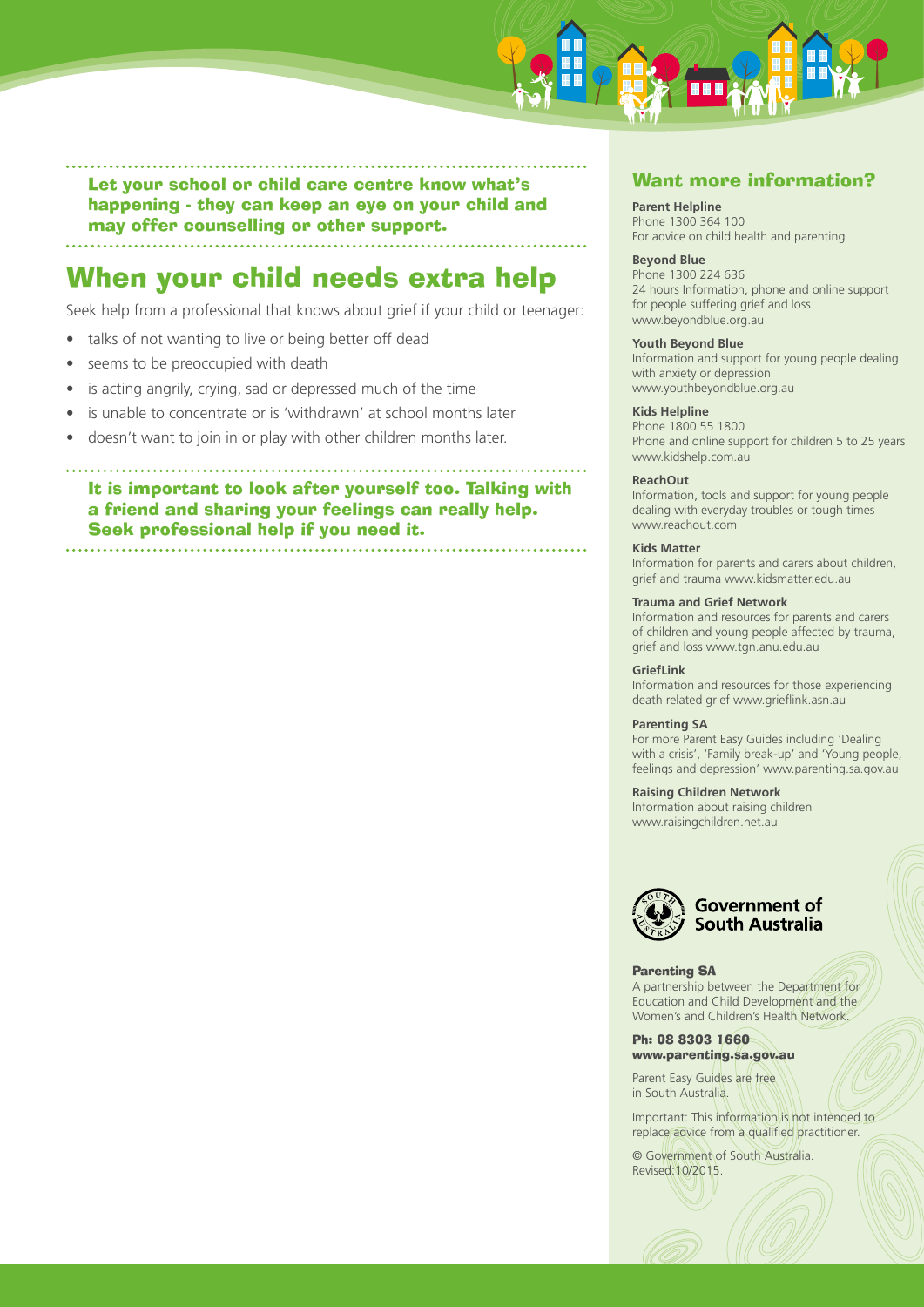**Let your school or child care centre know what's happening - they can keep an eye on your child and may offer counselling or other support.**

## When your child needs extra help

Seek help from a professional that knows about grief if your child or teenager:

- talks of not wanting to live or being better off dead
- seems to be preoccupied with death
- is acting angrily, crying, sad or depressed much of the time
- is unable to concentrate or is 'withdrawn' at school months later
- doesn't want to join in or play with other children months later.

**It is important to look after yourself too. Talking with a friend and sharing your feelings can really help. Seek professional help if you need it.**

## Want more information?

**Parent Helpline**
Phone 1300 364 100
For advice on child health and parenting

**Beyond Blue**
Phone 1300 224 636
24 hours Information, phone and online support for people suffering grief and loss
www.beyondblue.org.au

**Youth Beyond Blue**
Information and support for young people dealing with anxiety or depression
www.youthbeyondblue.org.au

**Kids Helpline**
Phone 1800 55 1800
Phone and online support for children 5 to 25 years
www.kidshelp.com.au

**ReachOut**
Information, tools and support for young people dealing with everyday troubles or tough times
www.reachout.com

**Kids Matter**
Information for parents and carers about children, grief and trauma www.kidsmatter.edu.au

**Trauma and Grief Network**
Information and resources for parents and carers of children and young people affected by trauma, grief and loss www.tgn.anu.edu.au

**GriefLink**
Information and resources for those experiencing death related grief www.grieflink.asn.au

**Parenting SA**
For more Parent Easy Guides including 'Dealing with a crisis', 'Family break-up' and 'Young people, feelings and depression' www.parenting.sa.gov.au

**Raising Children Network**
Information about raising children
www.raisingchildren.net.au

Government of South Australia

**Parenting SA**
A partnership between the Department for Education and Child Development and the Women's and Children's Health Network.

**Ph: 08 8303 1660**
**www.parenting.sa.gov.au**

Parent Easy Guides are free in South Australia.

Important: This information is not intended to replace advice from a qualified practitioner.

© Government of South Australia.
Revised:10/2015.